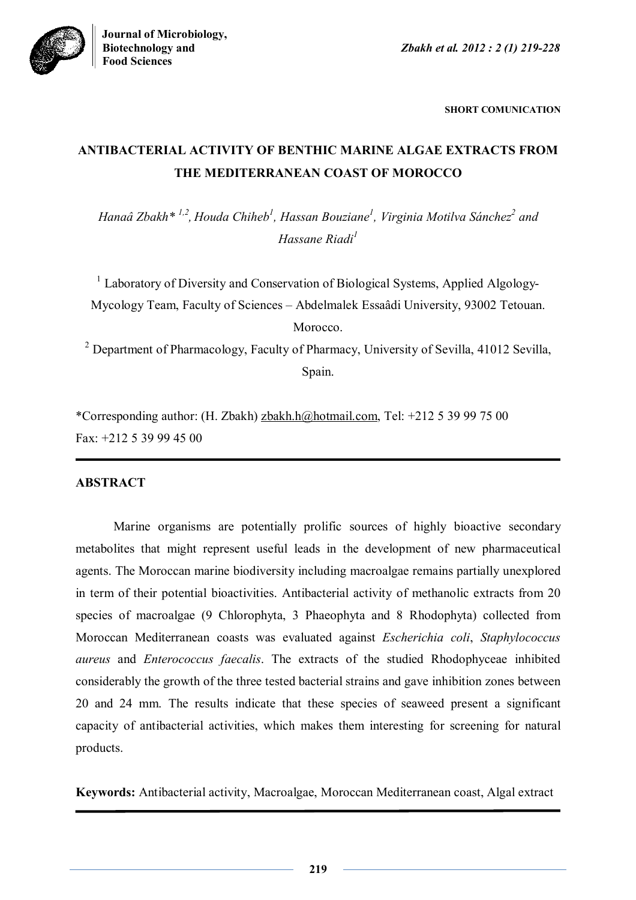SHORT COMUNICATION

# ANTIBACTERIAL ACTIVITY OF BENTHIC MARINE ALGAE EXTRACTS FROM THE MEDITERRANEAN COAST OF MOROCCO

*Hanaâ Zbakh*[1,2], *Houda Chiheb*[1], *Hassan Bouziane*[1], *Virginia Motilva Sánchez*[2] *and Hassane Riadi*[1]

[1] Laboratory of Diversity and Conservation of Biological Systems, Applied Algology-Mycology Team, Faculty of Sciences – Abdelmalek Essaâdi University, 93002 Tetouan. Morocco.

[2] Department of Pharmacology, Faculty of Pharmacy, University of Sevilla, 41012 Sevilla, Spain.

*Corresponding author: (H. Zbakh) zbakh.h@hotmail.com, Tel: +212 5 39 99 75 00
Fax: +212 5 39 99 45 00

## ABSTRACT

Marine organisms are potentially prolific sources of highly bioactive secondary metabolites that might represent useful leads in the development of new pharmaceutical agents. The Moroccan marine biodiversity including macroalgae remains partially unexplored in term of their potential bioactivities. Antibacterial activity of methanolic extracts from 20 species of macroalgae (9 Chlorophyta, 3 Phaeophyta and 8 Rhodophyta) collected from Moroccan Mediterranean coasts was evaluated against *Escherichia coli*, *Staphylococcus aureus* and *Enterococcus faecalis*. The extracts of the studied Rhodophyceae inhibited considerably the growth of the three tested bacterial strains and gave inhibition zones between 20 and 24 mm. The results indicate that these species of seaweed present a significant capacity of antibacterial activities, which makes them interesting for screening for natural products.

**Keywords:** Antibacterial activity, Macroalgae, Moroccan Mediterranean coast, Algal extract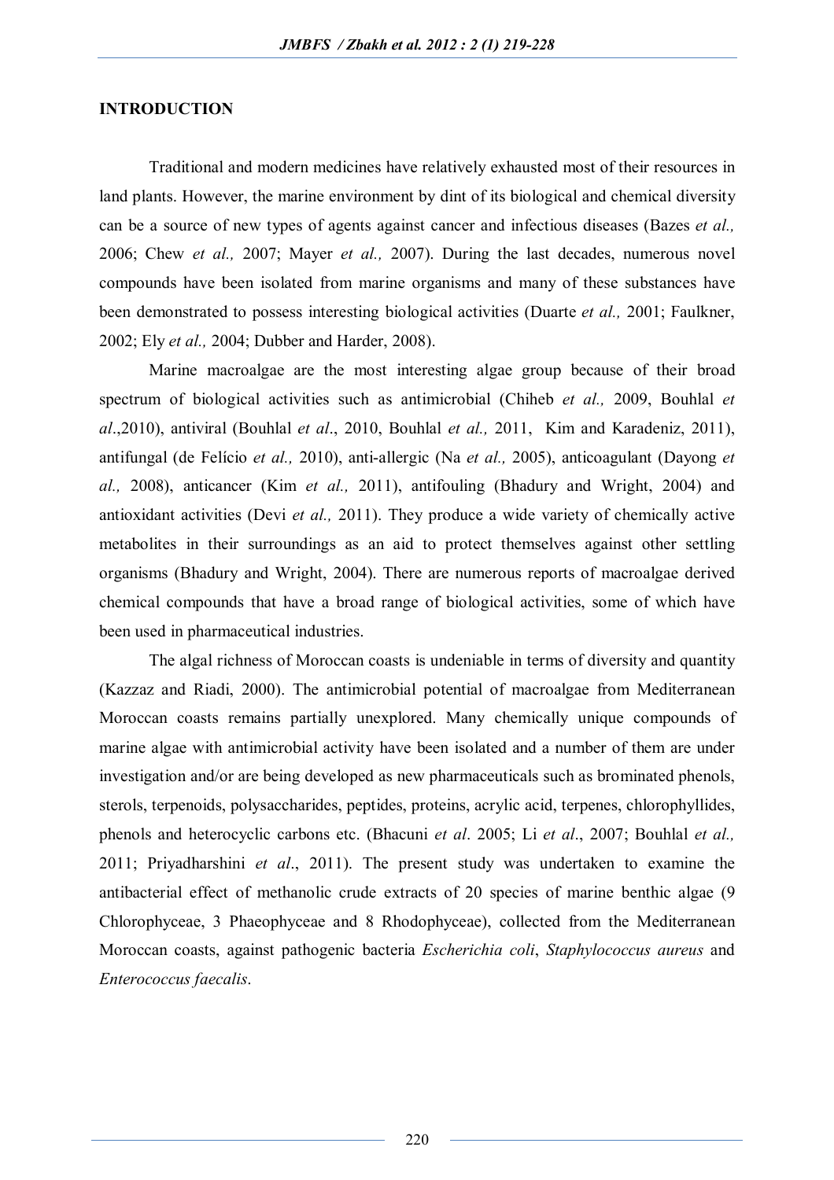## INTRODUCTION

Traditional and modern medicines have relatively exhausted most of their resources in land plants. However, the marine environment by dint of its biological and chemical diversity can be a source of new types of agents against cancer and infectious diseases (Bazes *et al.,* 2006; Chew *et al.,* 2007; Mayer *et al.,* 2007). During the last decades, numerous novel compounds have been isolated from marine organisms and many of these substances have been demonstrated to possess interesting biological activities (Duarte *et al.,* 2001; Faulkner, 2002; Ely *et al.,* 2004; Dubber and Harder, 2008).

Marine macroalgae are the most interesting algae group because of their broad spectrum of biological activities such as antimicrobial (Chiheb *et al.,* 2009, Bouhlal *et al*.,2010), antiviral (Bouhlal *et al*., 2010, Bouhlal *et al.,* 2011, Kim and Karadeniz, 2011), antifungal (de Felício *et al.,* 2010), anti-allergic (Na *et al.,* 2005), anticoagulant (Dayong *et al.,* 2008), anticancer (Kim *et al.,* 2011), antifouling (Bhadury and Wright, 2004) and antioxidant activities (Devi *et al.,* 2011). They produce a wide variety of chemically active metabolites in their surroundings as an aid to protect themselves against other settling organisms (Bhadury and Wright, 2004). There are numerous reports of macroalgae derived chemical compounds that have a broad range of biological activities, some of which have been used in pharmaceutical industries.

The algal richness of Moroccan coasts is undeniable in terms of diversity and quantity (Kazzaz and Riadi, 2000). The antimicrobial potential of macroalgae from Mediterranean Moroccan coasts remains partially unexplored. Many chemically unique compounds of marine algae with antimicrobial activity have been isolated and a number of them are under investigation and/or are being developed as new pharmaceuticals such as brominated phenols, sterols, terpenoids, polysaccharides, peptides, proteins, acrylic acid, terpenes, chlorophyllides, phenols and heterocyclic carbons etc. (Bhacuni *et al*. 2005; Li *et al*., 2007; Bouhlal *et al.,* 2011; Priyadharshini *et al*., 2011). The present study was undertaken to examine the antibacterial effect of methanolic crude extracts of 20 species of marine benthic algae (9 Chlorophyceae, 3 Phaeophyceae and 8 Rhodophyceae), collected from the Mediterranean Moroccan coasts, against pathogenic bacteria *Escherichia coli*, *Staphylococcus aureus* and *Enterococcus faecalis*.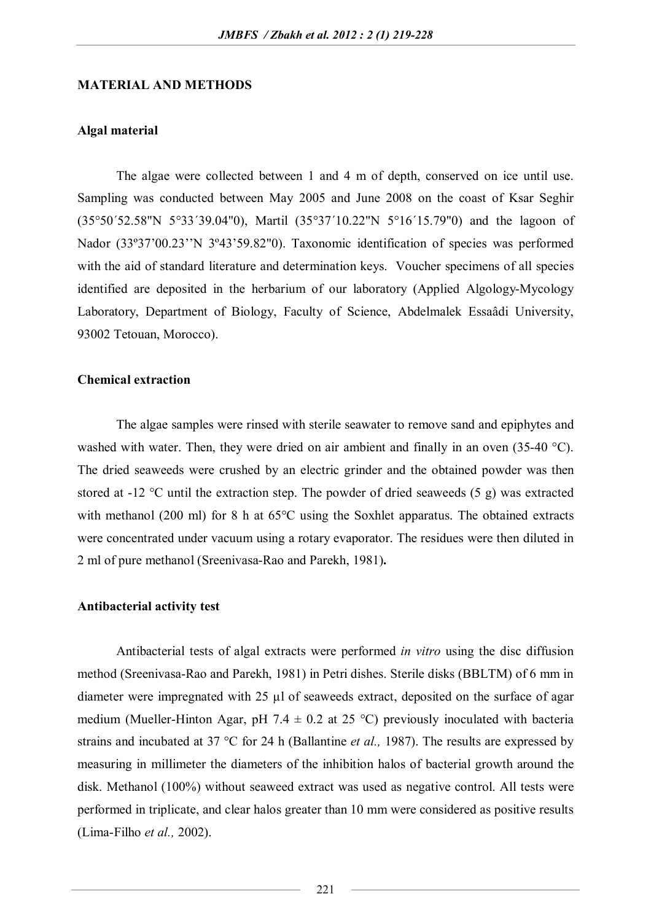## MATERIAL AND METHODS

### Algal material

The algae were collected between 1 and 4 m of depth, conserved on ice until use. Sampling was conducted between May 2005 and June 2008 on the coast of Ksar Seghir (35°50´52.58"N 5°33´39.04"0), Martil (35°37´10.22"N 5°16´15.79"0) and the lagoon of Nador (33º37'00.23''N 3º43'59.82"0). Taxonomic identification of species was performed with the aid of standard literature and determination keys. Voucher specimens of all species identified are deposited in the herbarium of our laboratory (Applied Algology-Mycology Laboratory, Department of Biology, Faculty of Science, Abdelmalek Essaâdi University, 93002 Tetouan, Morocco).

### Chemical extraction

The algae samples were rinsed with sterile seawater to remove sand and epiphytes and washed with water. Then, they were dried on air ambient and finally in an oven (35-40 °C). The dried seaweeds were crushed by an electric grinder and the obtained powder was then stored at -12 °C until the extraction step. The powder of dried seaweeds (5 g) was extracted with methanol (200 ml) for 8 h at 65°C using the Soxhlet apparatus. The obtained extracts were concentrated under vacuum using a rotary evaporator. The residues were then diluted in 2 ml of pure methanol (Sreenivasa-Rao and Parekh, 1981)**.**

### Antibacterial activity test

Antibacterial tests of algal extracts were performed *in vitro* using the disc diffusion method (Sreenivasa-Rao and Parekh, 1981) in Petri dishes. Sterile disks (BBLTM) of 6 mm in diameter were impregnated with 25 µl of seaweeds extract, deposited on the surface of agar medium (Mueller-Hinton Agar, pH 7.4 ± 0.2 at 25 °C) previously inoculated with bacteria strains and incubated at 37 °C for 24 h (Ballantine *et al.,* 1987). The results are expressed by measuring in millimeter the diameters of the inhibition halos of bacterial growth around the disk. Methanol (100%) without seaweed extract was used as negative control. All tests were performed in triplicate, and clear halos greater than 10 mm were considered as positive results (Lima-Filho *et al.,* 2002).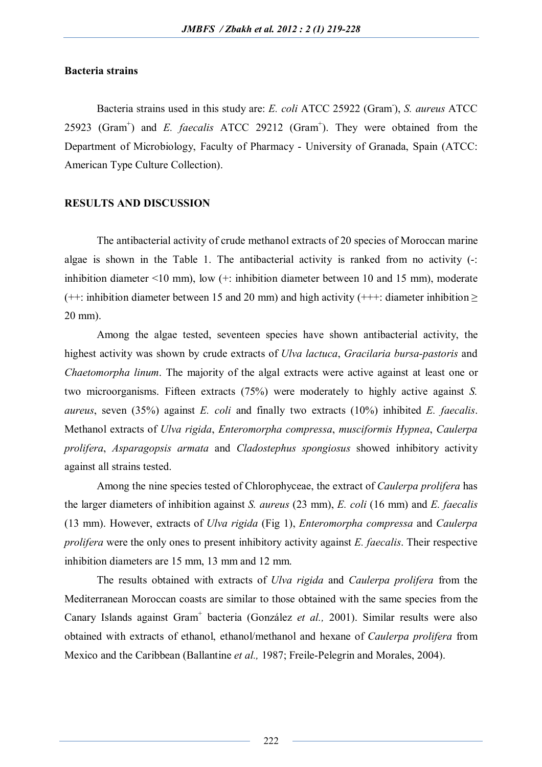### Bacteria strains

Bacteria strains used in this study are: *E. coli* ATCC 25922 (Gram$^-$), *S. aureus* ATCC 25923 (Gram$^+$) and *E. faecalis* ATCC 29212 (Gram$^+$). They were obtained from the Department of Microbiology, Faculty of Pharmacy - University of Granada, Spain (ATCC: American Type Culture Collection).

## RESULTS AND DISCUSSION

The antibacterial activity of crude methanol extracts of 20 species of Moroccan marine algae is shown in the Table 1. The antibacterial activity is ranked from no activity (-: inhibition diameter <10 mm), low (+: inhibition diameter between 10 and 15 mm), moderate (++: inhibition diameter between 15 and 20 mm) and high activity (+++: diameter inhibition ≥ 20 mm).

Among the algae tested, seventeen species have shown antibacterial activity, the highest activity was shown by crude extracts of *Ulva lactuca*, *Gracilaria bursa-pastoris* and *Chaetomorpha linum*. The majority of the algal extracts were active against at least one or two microorganisms. Fifteen extracts (75%) were moderately to highly active against *S. aureus*, seven (35%) against *E. coli* and finally two extracts (10%) inhibited *E. faecalis*. Methanol extracts of *Ulva rigida*, *Enteromorpha compressa*, *musciformis Hypnea*, *Caulerpa prolifera*, *Asparagopsis armata* and *Cladostephus spongiosus* showed inhibitory activity against all strains tested.

Among the nine species tested of Chlorophyceae, the extract of *Caulerpa prolifera* has the larger diameters of inhibition against *S. aureus* (23 mm), *E. coli* (16 mm) and *E. faecalis* (13 mm). However, extracts of *Ulva rigida* (Fig 1), *Enteromorpha compressa* and *Caulerpa prolifera* were the only ones to present inhibitory activity against *E. faecalis*. Their respective inhibition diameters are 15 mm, 13 mm and 12 mm.

The results obtained with extracts of *Ulva rigida* and *Caulerpa prolifera* from the Mediterranean Moroccan coasts are similar to those obtained with the same species from the Canary Islands against Gram$^+$ bacteria (González *et al.,* 2001). Similar results were also obtained with extracts of ethanol, ethanol/methanol and hexane of *Caulerpa prolifera* from Mexico and the Caribbean (Ballantine *et al.,* 1987; Freile-Pelegrin and Morales, 2004).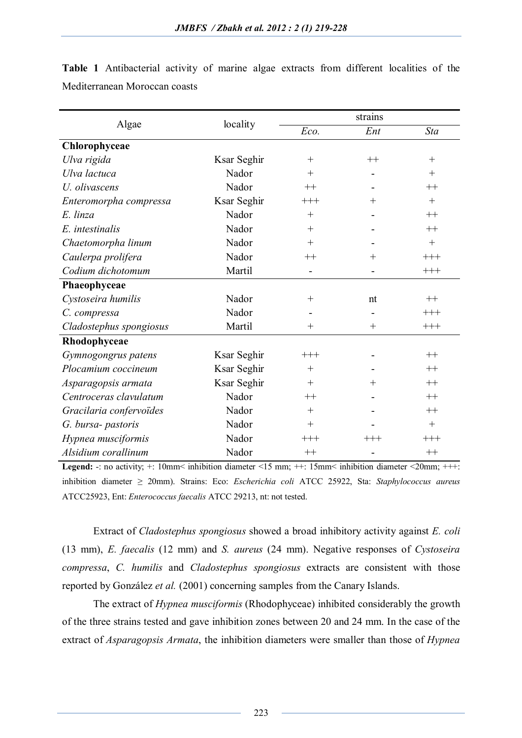**Table 1** Antibacterial activity of marine algae extracts from different localities of the Mediterranean Moroccan coasts

| Algae | locality | strains | | |
|---|---|---|---|---|
| | | *Eco.* | *Ent* | *Sta* |
| **Chlorophyceae** | | | | |
| *Ulva rigida* | Ksar Seghir | + | ++ | + |
| *Ulva lactuca* | Nador | + | - | + |
| *U. olivascens* | Nador | ++ | - | ++ |
| *Enteromorpha compressa* | Ksar Seghir | +++ | + | + |
| *E. linza* | Nador | + | - | ++ |
| *E. intestinalis* | Nador | + | - | ++ |
| *Chaetomorpha linum* | Nador | + | - | + |
| *Caulerpa prolifera* | Nador | ++ | + | +++ |
| *Codium dichotomum* | Martil | - | - | +++ |
| **Phaeophyceae** | | | | |
| *Cystoseira humilis* | Nador | + | nt | ++ |
| *C. compressa* | Nador | - | - | +++ |
| *Cladostephus spongiosus* | Martil | + | + | +++ |
| **Rhodophyceae** | | | | |
| *Gymnogongrus patens* | Ksar Seghir | +++ | - | ++ |
| *Plocamium coccineum* | Ksar Seghir | + | - | ++ |
| *Asparagopsis armata* | Ksar Seghir | + | + | ++ |
| *Centroceras clavulatum* | Nador | ++ | - | ++ |
| *Gracilaria confervoïdes* | Nador | + | - | ++ |
| *G. bursa- pastoris* | Nador | + | - | + |
| *Hypnea musciformis* | Nador | +++ | +++ | +++ |
| *Alsidium corallinum* | Nador | ++ | - | ++ |

**Legend:** -: no activity; +: 10mm< inhibition diameter <15 mm; ++: 15mm< inhibition diameter <20mm; +++: inhibition diameter ≥ 20mm). Strains: Eco: *Escherichia coli* ATCC 25922, Sta: *Staphylococcus aureus* ATCC25923, Ent: *Enterococcus faecalis* ATCC 29213, nt: not tested.

Extract of *Cladostephus spongiosus* showed a broad inhibitory activity against *E. coli* (13 mm), *E. faecalis* (12 mm) and *S. aureus* (24 mm). Negative responses of *Cystoseira compressa*, *C. humilis* and *Cladostephus spongiosus* extracts are consistent with those reported by González *et al.* (2001) concerning samples from the Canary Islands.

The extract of *Hypnea musciformis* (Rhodophyceae) inhibited considerably the growth of the three strains tested and gave inhibition zones between 20 and 24 mm. In the case of the extract of *Asparagopsis Armata*, the inhibition diameters were smaller than those of *Hypnea*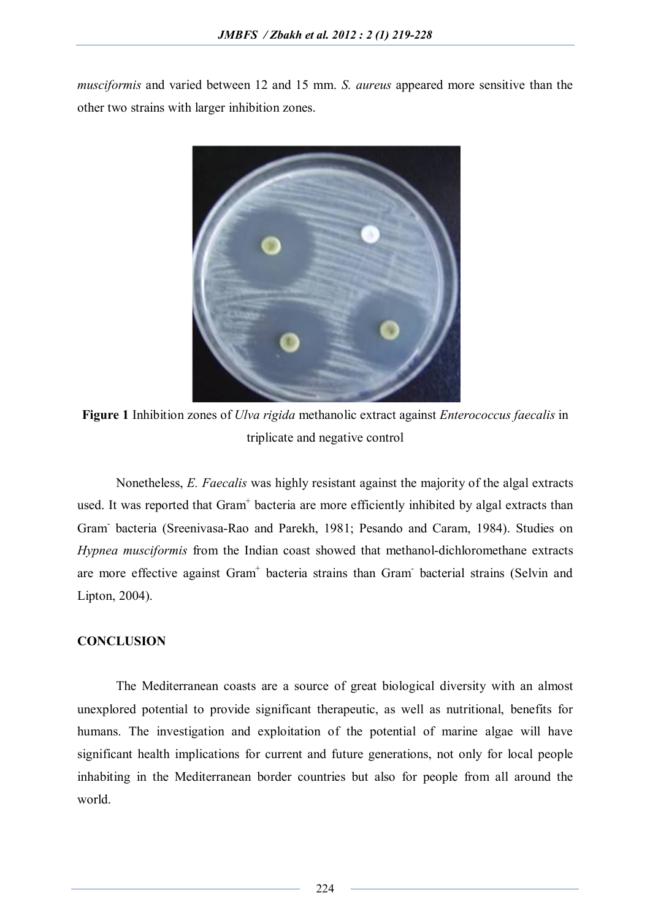*musciformis* and varied between 12 and 15 mm. *S. aureus* appeared more sensitive than the other two strains with larger inhibition zones.

**Figure 1** Inhibition zones of *Ulva rigida* methanolic extract against *Enterococcus faecalis* in triplicate and negative control

Nonetheless, *E. Faecalis* was highly resistant against the majority of the algal extracts used. It was reported that Gram$^{+}$ bacteria are more efficiently inhibited by algal extracts than Gram$^{-}$ bacteria (Sreenivasa-Rao and Parekh, 1981; Pesando and Caram, 1984). Studies on *Hypnea musciformis* from the Indian coast showed that methanol-dichloromethane extracts are more effective against Gram$^{+}$ bacteria strains than Gram$^{-}$ bacterial strains (Selvin and Lipton, 2004).

## CONCLUSION

The Mediterranean coasts are a source of great biological diversity with an almost unexplored potential to provide significant therapeutic, as well as nutritional, benefits for humans. The investigation and exploitation of the potential of marine algae will have significant health implications for current and future generations, not only for local people inhabiting in the Mediterranean border countries but also for people from all around the world.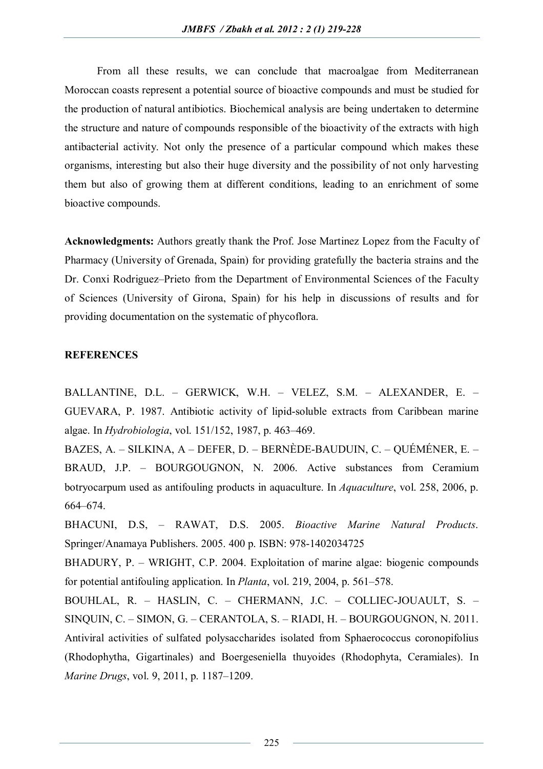From all these results, we can conclude that macroalgae from Mediterranean Moroccan coasts represent a potential source of bioactive compounds and must be studied for the production of natural antibiotics. Biochemical analysis are being undertaken to determine the structure and nature of compounds responsible of the bioactivity of the extracts with high antibacterial activity. Not only the presence of a particular compound which makes these organisms, interesting but also their huge diversity and the possibility of not only harvesting them but also of growing them at different conditions, leading to an enrichment of some bioactive compounds.

**Acknowledgments:** Authors greatly thank the Prof. Jose Martinez Lopez from the Faculty of Pharmacy (University of Grenada, Spain) for providing gratefully the bacteria strains and the Dr. Conxi Rodriguez–Prieto from the Department of Environmental Sciences of the Faculty of Sciences (University of Girona, Spain) for his help in discussions of results and for providing documentation on the systematic of phycoflora.

## REFERENCES

BALLANTINE, D.L. – GERWICK, W.H. – VELEZ, S.M. – ALEXANDER, E. – GUEVARA, P. 1987. Antibiotic activity of lipid-soluble extracts from Caribbean marine algae. In *Hydrobiologia*, vol. 151/152, 1987, p. 463–469.

BAZES, A. – SILKINA, A – DEFER, D. – BERNÈDE-BAUDUIN, C. – QUÉMÉNER, E. – BRAUD, J.P. – BOURGOUGNON, N. 2006. Active substances from Ceramium botryocarpum used as antifouling products in aquaculture. In *Aquaculture*, vol. 258, 2006, p. 664–674.

BHACUNI, D.S, – RAWAT, D.S. 2005. *Bioactive Marine Natural Products*. Springer/Anamaya Publishers. 2005. 400 p. ISBN: 978-1402034725

BHADURY, P. – WRIGHT, C.P. 2004. Exploitation of marine algae: biogenic compounds for potential antifouling application. In *Planta*, vol. 219, 2004, p. 561–578.

BOUHLAL, R. – HASLIN, C. – CHERMANN, J.C. – COLLIEC-JOUAULT, S. – SINQUIN, C. – SIMON, G. – CERANTOLA, S. – RIADI, H. – BOURGOUGNON, N. 2011. Antiviral activities of sulfated polysaccharides isolated from Sphaerococcus coronopifolius (Rhodophytha, Gigartinales) and Boergeseniella thuyoides (Rhodophyta, Ceramiales). In *Marine Drugs*, vol. 9, 2011, p. 1187–1209.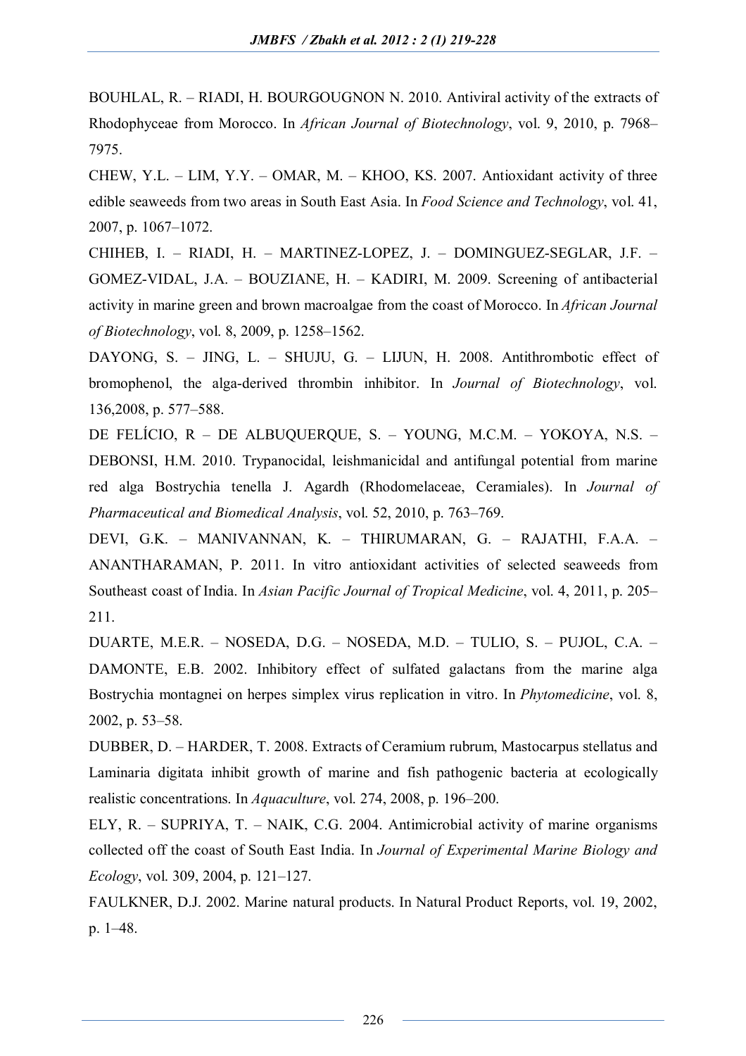BOUHLAL, R. – RIADI, H. BOURGOUGNON N. 2010. Antiviral activity of the extracts of Rhodophyceae from Morocco. In *African Journal of Biotechnology*, vol. 9, 2010, p. 7968–7975.

CHEW, Y.L. – LIM, Y.Y. – OMAR, M. – KHOO, KS. 2007. Antioxidant activity of three edible seaweeds from two areas in South East Asia. In *Food Science and Technology*, vol. 41, 2007, p. 1067–1072.

CHIHEB, I. – RIADI, H. – MARTINEZ-LOPEZ, J. – DOMINGUEZ-SEGLAR, J.F. – GOMEZ-VIDAL, J.A. – BOUZIANE, H. – KADIRI, M. 2009. Screening of antibacterial activity in marine green and brown macroalgae from the coast of Morocco. In *African Journal of Biotechnology*, vol. 8, 2009, p. 1258–1562.

DAYONG, S. – JING, L. – SHUJU, G. – LIJUN, H. 2008. Antithrombotic effect of bromophenol, the alga-derived thrombin inhibitor. In *Journal of Biotechnology*, vol. 136,2008, p. 577–588.

DE FELÍCIO, R – DE ALBUQUERQUE, S. – YOUNG, M.C.M. – YOKOYA, N.S. – DEBONSI, H.M. 2010. Trypanocidal, leishmanicidal and antifungal potential from marine red alga Bostrychia tenella J. Agardh (Rhodomelaceae, Ceramiales). In *Journal of Pharmaceutical and Biomedical Analysis*, vol. 52, 2010, p. 763–769.

DEVI, G.K. – MANIVANNAN, K. – THIRUMARAN, G. – RAJATHI, F.A.A. – ANANTHARAMAN, P. 2011. In vitro antioxidant activities of selected seaweeds from Southeast coast of India. In *Asian Pacific Journal of Tropical Medicine*, vol. 4, 2011, p. 205–211.

DUARTE, M.E.R. – NOSEDA, D.G. – NOSEDA, M.D. – TULIO, S. – PUJOL, C.A. – DAMONTE, E.B. 2002. Inhibitory effect of sulfated galactans from the marine alga Bostrychia montagnei on herpes simplex virus replication in vitro. In *Phytomedicine*, vol. 8, 2002, p. 53–58.

DUBBER, D. – HARDER, T. 2008. Extracts of Ceramium rubrum, Mastocarpus stellatus and Laminaria digitata inhibit growth of marine and fish pathogenic bacteria at ecologically realistic concentrations. In *Aquaculture*, vol. 274, 2008, p. 196–200.

ELY, R. – SUPRIYA, T. – NAIK, C.G. 2004. Antimicrobial activity of marine organisms collected off the coast of South East India. In *Journal of Experimental Marine Biology and Ecology*, vol. 309, 2004, p. 121–127.

FAULKNER, D.J. 2002. Marine natural products. In Natural Product Reports, vol. 19, 2002, p. 1–48.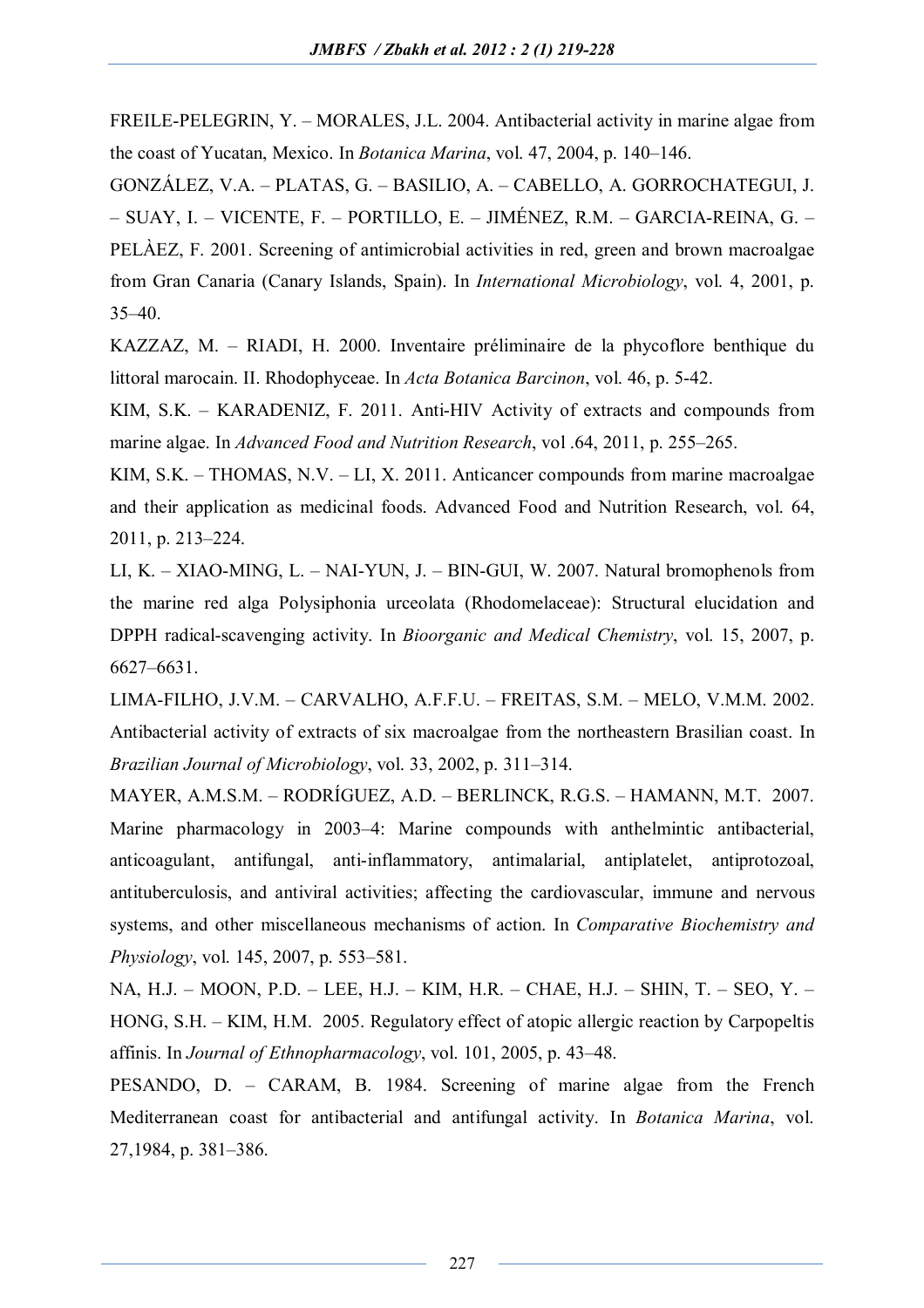FREILE-PELEGRIN, Y. – MORALES, J.L. 2004. Antibacterial activity in marine algae from the coast of Yucatan, Mexico. In *Botanica Marina*, vol. 47, 2004, p. 140–146.

GONZÁLEZ, V.A. – PLATAS, G. – BASILIO, A. – CABELLO, A. GORROCHATEGUI, J. – SUAY, I. – VICENTE, F. – PORTILLO, E. – JIMÉNEZ, R.M. – GARCIA-REINA, G. – PELÀEZ, F. 2001. Screening of antimicrobial activities in red, green and brown macroalgae from Gran Canaria (Canary Islands, Spain). In *International Microbiology*, vol. 4, 2001, p. 35–40.

KAZZAZ, M. – RIADI, H. 2000. Inventaire préliminaire de la phycoflore benthique du littoral marocain. II. Rhodophyceae. In *Acta Botanica Barcinon*, vol. 46, p. 5-42.

KIM, S.K. – KARADENIZ, F. 2011. Anti-HIV Activity of extracts and compounds from marine algae. In *Advanced Food and Nutrition Research*, vol .64, 2011, p. 255–265.

KIM, S.K. – THOMAS, N.V. – LI, X. 2011. Anticancer compounds from marine macroalgae and their application as medicinal foods. Advanced Food and Nutrition Research, vol. 64, 2011, p. 213–224.

LI, K. – XIAO-MING, L. – NAI-YUN, J. – BIN-GUI, W. 2007. Natural bromophenols from the marine red alga Polysiphonia urceolata (Rhodomelaceae): Structural elucidation and DPPH radical-scavenging activity. In *Bioorganic and Medical Chemistry*, vol. 15, 2007, p. 6627–6631.

LIMA-FILHO, J.V.M. – CARVALHO, A.F.F.U. – FREITAS, S.M. – MELO, V.M.M. 2002. Antibacterial activity of extracts of six macroalgae from the northeastern Brasilian coast. In *Brazilian Journal of Microbiology*, vol. 33, 2002, p. 311–314.

MAYER, A.M.S.M. – RODRÍGUEZ, A.D. – BERLINCK, R.G.S. – HAMANN, M.T. 2007. Marine pharmacology in 2003–4: Marine compounds with anthelmintic antibacterial, anticoagulant, antifungal, anti-inflammatory, antimalarial, antiplatelet, antiprotozoal, antituberculosis, and antiviral activities; affecting the cardiovascular, immune and nervous systems, and other miscellaneous mechanisms of action. In *Comparative Biochemistry and Physiology*, vol. 145, 2007, p. 553–581.

NA, H.J. – MOON, P.D. – LEE, H.J. – KIM, H.R. – CHAE, H.J. – SHIN, T. – SEO, Y. – HONG, S.H. – KIM, H.M. 2005. Regulatory effect of atopic allergic reaction by Carpopeltis affinis. In *Journal of Ethnopharmacology*, vol. 101, 2005, p. 43–48.

PESANDO, D. – CARAM, B. 1984. Screening of marine algae from the French Mediterranean coast for antibacterial and antifungal activity. In *Botanica Marina*, vol. 27,1984, p. 381–386.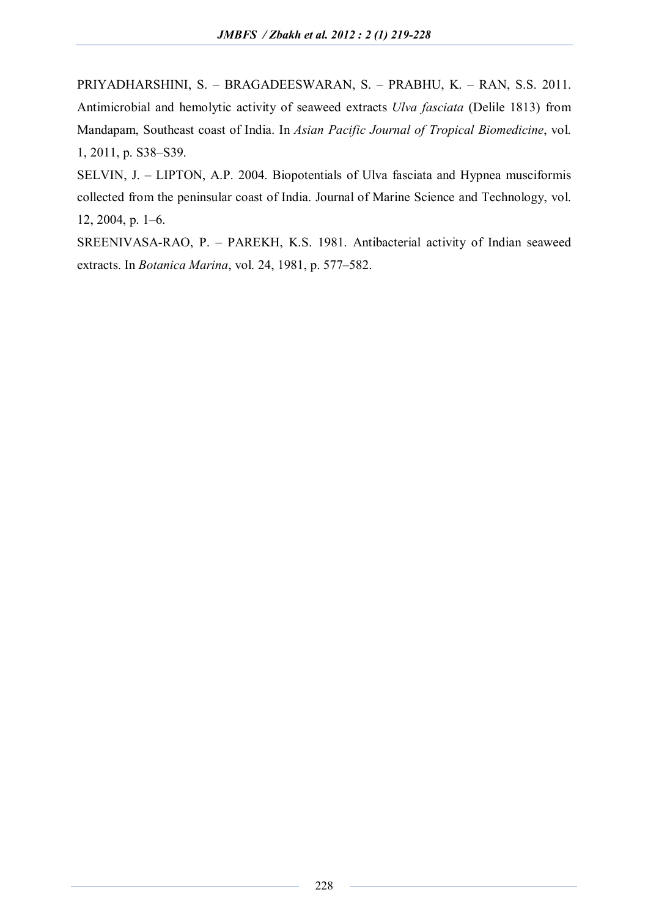PRIYADHARSHINI, S. – BRAGADEESWARAN, S. – PRABHU, K. – RAN, S.S. 2011. Antimicrobial and hemolytic activity of seaweed extracts *Ulva fasciata* (Delile 1813) from Mandapam, Southeast coast of India. In *Asian Pacific Journal of Tropical Biomedicine*, vol. 1, 2011, p. S38–S39.

SELVIN, J. – LIPTON, A.P. 2004. Biopotentials of Ulva fasciata and Hypnea musciformis collected from the peninsular coast of India. Journal of Marine Science and Technology, vol. 12, 2004, p. 1–6.

SREENIVASA-RAO, P. – PAREKH, K.S. 1981. Antibacterial activity of Indian seaweed extracts. In *Botanica Marina*, vol. 24, 1981, p. 577–582.